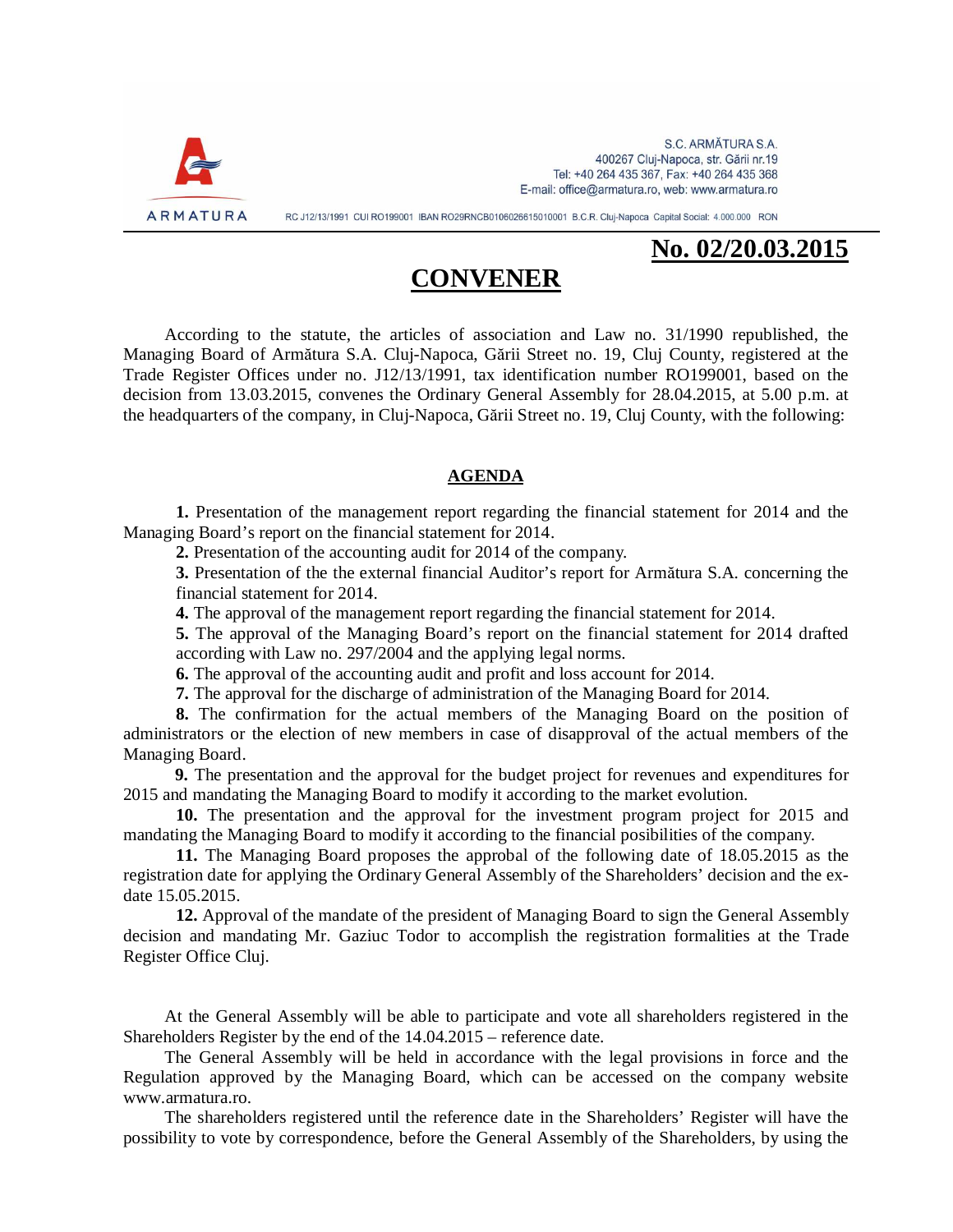S.C. ARMĂTURA S.A.
400267 Cluj-Napoca, str. Gării nr.19
Tel: +40 264 435 367, Fax: +40 264 435 368
E-mail: office@armatura.ro, web: www.armatura.ro

ARMATURA

RC J12/13/1991 CUI RO199001 IBAN RO29RNCB0106026615010001 B.C.R. Cluj-Napoca Capital Social: 4.000.000 RON

**No. 02/20.03.2015**

# CONVENER

According to the statute, the articles of association and Law no. 31/1990 republished, the Managing Board of Armătura S.A. Cluj-Napoca, Gării Street no. 19, Cluj County, registered at the Trade Register Offices under no. J12/13/1991, tax identification number RO199001, based on the decision from 13.03.2015, convenes the Ordinary General Assembly for 28.04.2015, at 5.00 p.m. at the headquarters of the company, in Cluj-Napoca, Gării Street no. 19, Cluj County, with the following:

## AGENDA

**1.** Presentation of the management report regarding the financial statement for 2014 and the Managing Board's report on the financial statement for 2014.

**2.** Presentation of the accounting audit for 2014 of the company.

**3.** Presentation of the the external financial Auditor's report for Armătura S.A. concerning the financial statement for 2014.

**4.** The approval of the management report regarding the financial statement for 2014.

**5.** The approval of the Managing Board's report on the financial statement for 2014 drafted according with Law no. 297/2004 and the applying legal norms.

**6.** The approval of the accounting audit and profit and loss account for 2014.

**7.** The approval for the discharge of administration of the Managing Board for 2014.

**8.** The confirmation for the actual members of the Managing Board on the position of administrators or the election of new members in case of disapproval of the actual members of the Managing Board.

**9.** The presentation and the approval for the budget project for revenues and expenditures for 2015 and mandating the Managing Board to modify it according to the market evolution.

**10.** The presentation and the approval for the investment program project for 2015 and mandating the Managing Board to modify it according to the financial posibilities of the company.

**11.** The Managing Board proposes the approbal of the following date of 18.05.2015 as the registration date for applying the Ordinary General Assembly of the Shareholders' decision and the ex-date 15.05.2015.

**12.** Approval of the mandate of the president of Managing Board to sign the General Assembly decision and mandating Mr. Gaziuc Todor to accomplish the registration formalities at the Trade Register Office Cluj.

At the General Assembly will be able to participate and vote all shareholders registered in the Shareholders Register by the end of the 14.04.2015 – reference date.

The General Assembly will be held in accordance with the legal provisions in force and the Regulation approved by the Managing Board, which can be accessed on the company website www.armatura.ro.

The shareholders registered until the reference date in the Shareholders' Register will have the possibility to vote by correspondence, before the General Assembly of the Shareholders, by using the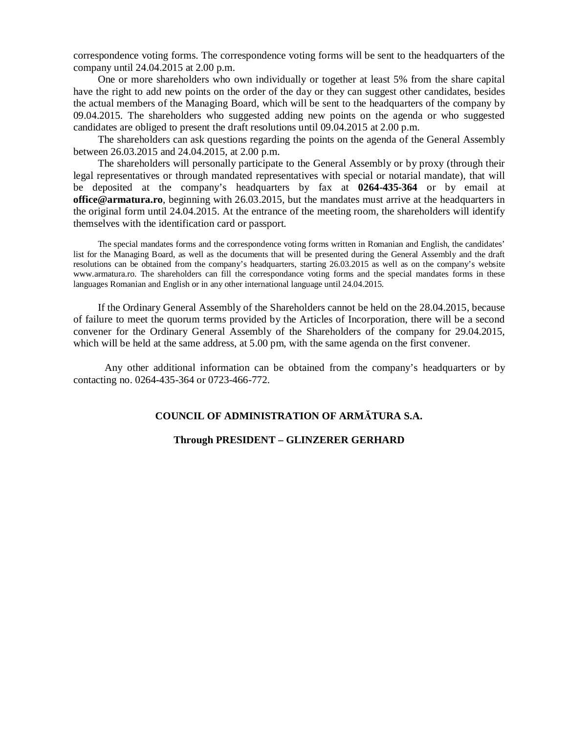correspondence voting forms. The correspondence voting forms will be sent to the headquarters of the company until 24.04.2015 at 2.00 p.m.

One or more shareholders who own individually or together at least 5% from the share capital have the right to add new points on the order of the day or they can suggest other candidates, besides the actual members of the Managing Board, which will be sent to the headquarters of the company by 09.04.2015. The shareholders who suggested adding new points on the agenda or who suggested candidates are obliged to present the draft resolutions until 09.04.2015 at 2.00 p.m.

The shareholders can ask questions regarding the points on the agenda of the General Assembly between 26.03.2015 and 24.04.2015, at 2.00 p.m.

The shareholders will personally participate to the General Assembly or by proxy (through their legal representatives or through mandated representatives with special or notarial mandate), that will be deposited at the company's headquarters by fax at **0264-435-364** or by email at **office@armatura.ro**, beginning with 26.03.2015, but the mandates must arrive at the headquarters in the original form until 24.04.2015. At the entrance of the meeting room, the shareholders will identify themselves with the identification card or passport.

The special mandates forms and the correspondence voting forms written in Romanian and English, the candidates' list for the Managing Board, as well as the documents that will be presented during the General Assembly and the draft resolutions can be obtained from the company's headquarters, starting 26.03.2015 as well as on the company's website www.armatura.ro. The shareholders can fill the correspondance voting forms and the special mandates forms in these languages Romanian and English or in any other international language until 24.04.2015.

If the Ordinary General Assembly of the Shareholders cannot be held on the 28.04.2015, because of failure to meet the quorum terms provided by the Articles of Incorporation, there will be a second convener for the Ordinary General Assembly of the Shareholders of the company for 29.04.2015, which will be held at the same address, at 5.00 pm, with the same agenda on the first convener.

Any other additional information can be obtained from the company's headquarters or by contacting no. 0264-435-364 or 0723-466-772.

**COUNCIL OF ADMINISTRATION OF ARMĂTURA S.A.**

**Through PRESIDENT – GLINZERER GERHARD**